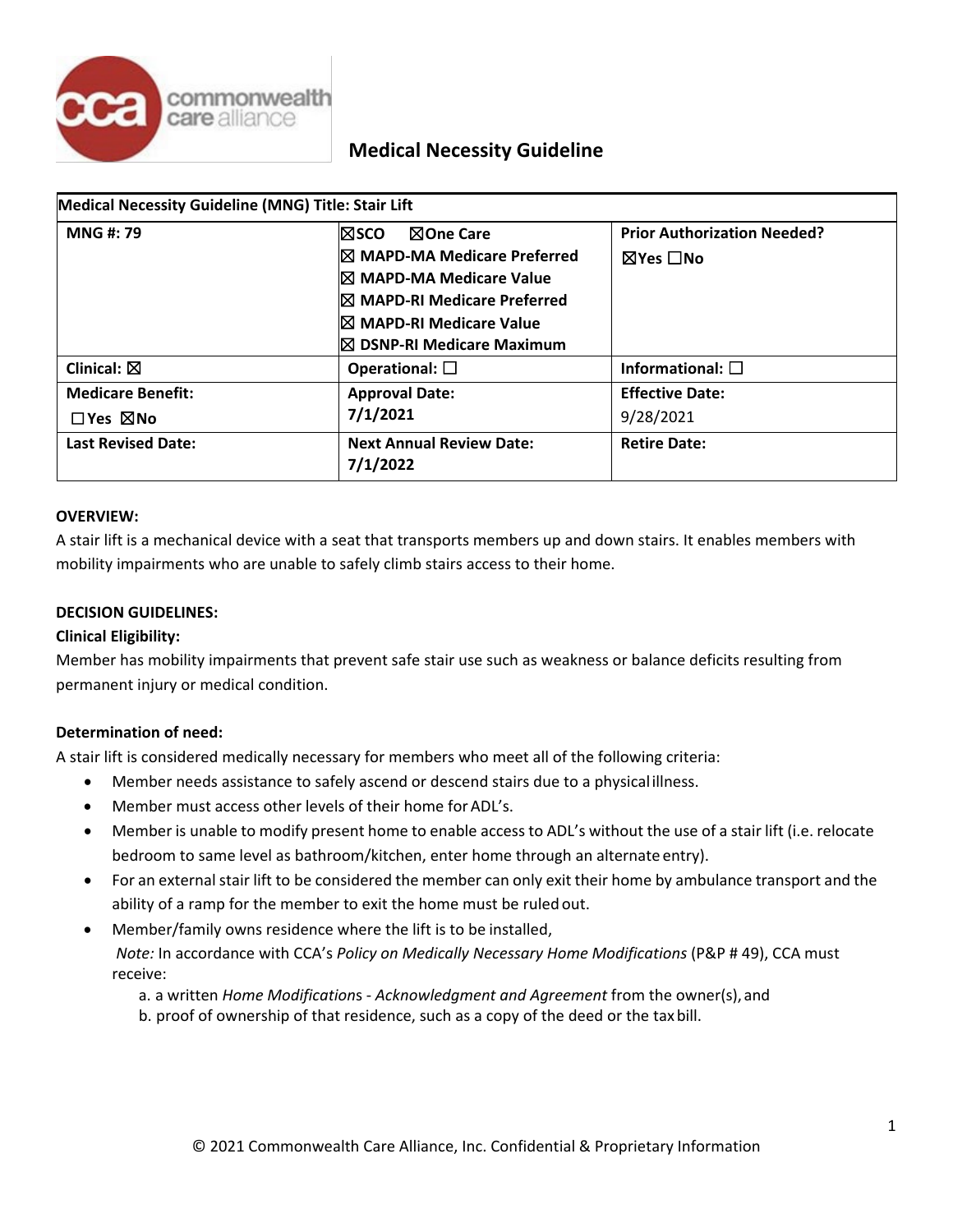# Medical Necessity Guideline

| Medical Necessity Guideline (MNG) Title: Stair Lift | | |
|---|---|---|
| **MNG #: 79** | ☒SCO ☒One Care<br>☒ MAPD-MA Medicare Preferred<br>☒ MAPD-MA Medicare Value<br>☒ MAPD-RI Medicare Preferred<br>☒ MAPD-RI Medicare Value<br>☒ DSNP-RI Medicare Maximum | **Prior Authorization Needed?**<br>☒Yes ☐No |
| **Clinical:** ☒ | **Operational:** ☐ | **Informational:** ☐ |
| **Medicare Benefit:**<br>☐Yes ☒No | **Approval Date:**<br>7/1/2021 | **Effective Date:**<br>9/28/2021 |
| **Last Revised Date:** | **Next Annual Review Date:**<br>7/1/2022 | **Retire Date:** |

**OVERVIEW:**

A stair lift is a mechanical device with a seat that transports members up and down stairs. It enables members with mobility impairments who are unable to safely climb stairs access to their home.

**DECISION GUIDELINES:**

**Clinical Eligibility:**

Member has mobility impairments that prevent safe stair use such as weakness or balance deficits resulting from permanent injury or medical condition.

**Determination of need:**

A stair lift is considered medically necessary for members who meet all of the following criteria:

- Member needs assistance to safely ascend or descend stairs due to a physical illness.
- Member must access other levels of their home for ADL's.
- Member is unable to modify present home to enable access to ADL's without the use of a stair lift (i.e. relocate bedroom to same level as bathroom/kitchen, enter home through an alternate entry).
- For an external stair lift to be considered the member can only exit their home by ambulance transport and the ability of a ramp for the member to exit the home must be ruled out.
- Member/family owns residence where the lift is to be installed,
  *Note:* In accordance with CCA's *Policy on Medically Necessary Home Modifications* (P&P # 49), CCA must receive:
  a. a written *Home Modifications - Acknowledgment and Agreement* from the owner(s), and
  b. proof of ownership of that residence, such as a copy of the deed or the tax bill.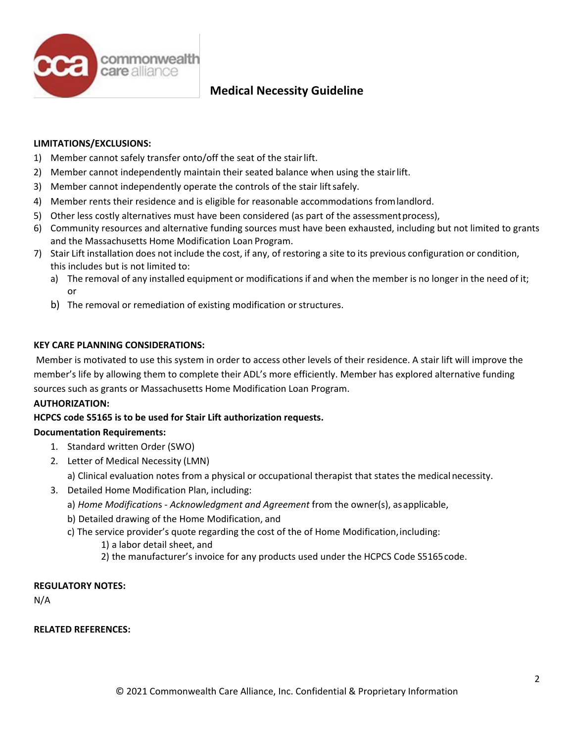**LIMITATIONS/EXCLUSIONS:**

1) Member cannot safely transfer onto/off the seat of the stair lift.
2) Member cannot independently maintain their seated balance when using the stair lift.
3) Member cannot independently operate the controls of the stair lift safely.
4) Member rents their residence and is eligible for reasonable accommodations from landlord.
5) Other less costly alternatives must have been considered (as part of the assessment process),
6) Community resources and alternative funding sources must have been exhausted, including but not limited to grants and the Massachusetts Home Modification Loan Program.
7) Stair Lift installation does not include the cost, if any, of restoring a site to its previous configuration or condition, this includes but is not limited to:
   a) The removal of any installed equipment or modifications if and when the member is no longer in the need of it; or
   b) The removal or remediation of existing modification or structures.

**KEY CARE PLANNING CONSIDERATIONS:**

Member is motivated to use this system in order to access other levels of their residence. A stair lift will improve the member's life by allowing them to complete their ADL's more efficiently. Member has explored alternative funding sources such as grants or Massachusetts Home Modification Loan Program.

**AUTHORIZATION:**

**HCPCS code S5165 is to be used for Stair Lift authorization requests.**

**Documentation Requirements:**

1. Standard written Order (SWO)
2. Letter of Medical Necessity (LMN)
   a) Clinical evaluation notes from a physical or occupational therapist that states the medical necessity.
3. Detailed Home Modification Plan, including:
   a) *Home Modifications - Acknowledgment and Agreement* from the owner(s), as applicable,
   b) Detailed drawing of the Home Modification, and
   c) The service provider's quote regarding the cost of the of Home Modification, including:
      1) a labor detail sheet, and
      2) the manufacturer's invoice for any products used under the HCPCS Code S5165 code.

**REGULATORY NOTES:**

N/A

**RELATED REFERENCES:**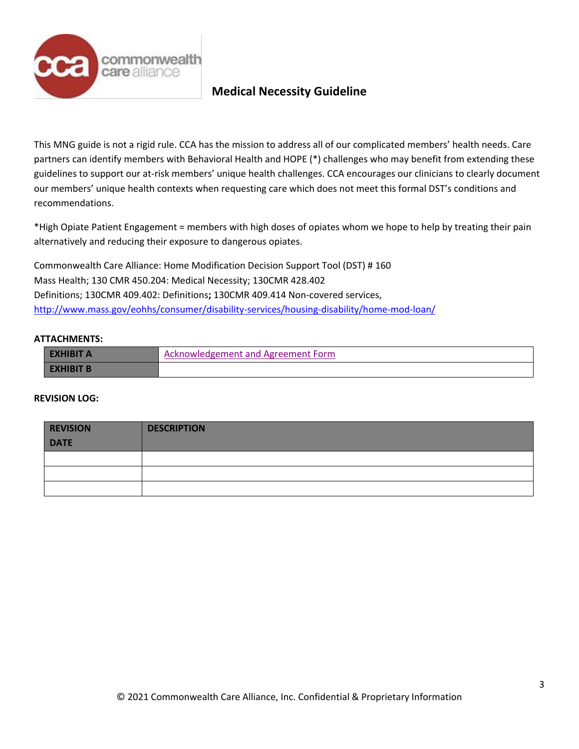**Medical Necessity Guideline**

This MNG guide is not a rigid rule. CCA has the mission to address all of our complicated members' health needs. Care partners can identify members with Behavioral Health and HOPE (*) challenges who may benefit from extending these guidelines to support our at-risk members' unique health challenges. CCA encourages our clinicians to clearly document our members' unique health contexts when requesting care which does not meet this formal DST's conditions and recommendations.

*High Opiate Patient Engagement = members with high doses of opiates whom we hope to help by treating their pain alternatively and reducing their exposure to dangerous opiates.

Commonwealth Care Alliance: Home Modification Decision Support Tool (DST) # 160
Mass Health; 130 CMR 450.204: Medical Necessity; 130CMR 428.402
Definitions; 130CMR 409.402: Definitions**;** 130CMR 409.414 Non-covered services,
[http://www.mass.gov/eohhs/consumer/disability-services/housing-disability/home-mod-loan/](http://www.mass.gov/eohhs/consumer/disability-services/housing-disability/home-mod-loan/)

**ATTACHMENTS:**

| | |
|---|---|
| **EXHIBIT A** | Acknowledgement and Agreement Form |
| **EXHIBIT B** | |

**REVISION LOG:**

| REVISION DATE | DESCRIPTION |
|---|---|
| | |
| | |
| | |

© 2021 Commonwealth Care Alliance, Inc. Confidential & Proprietary Information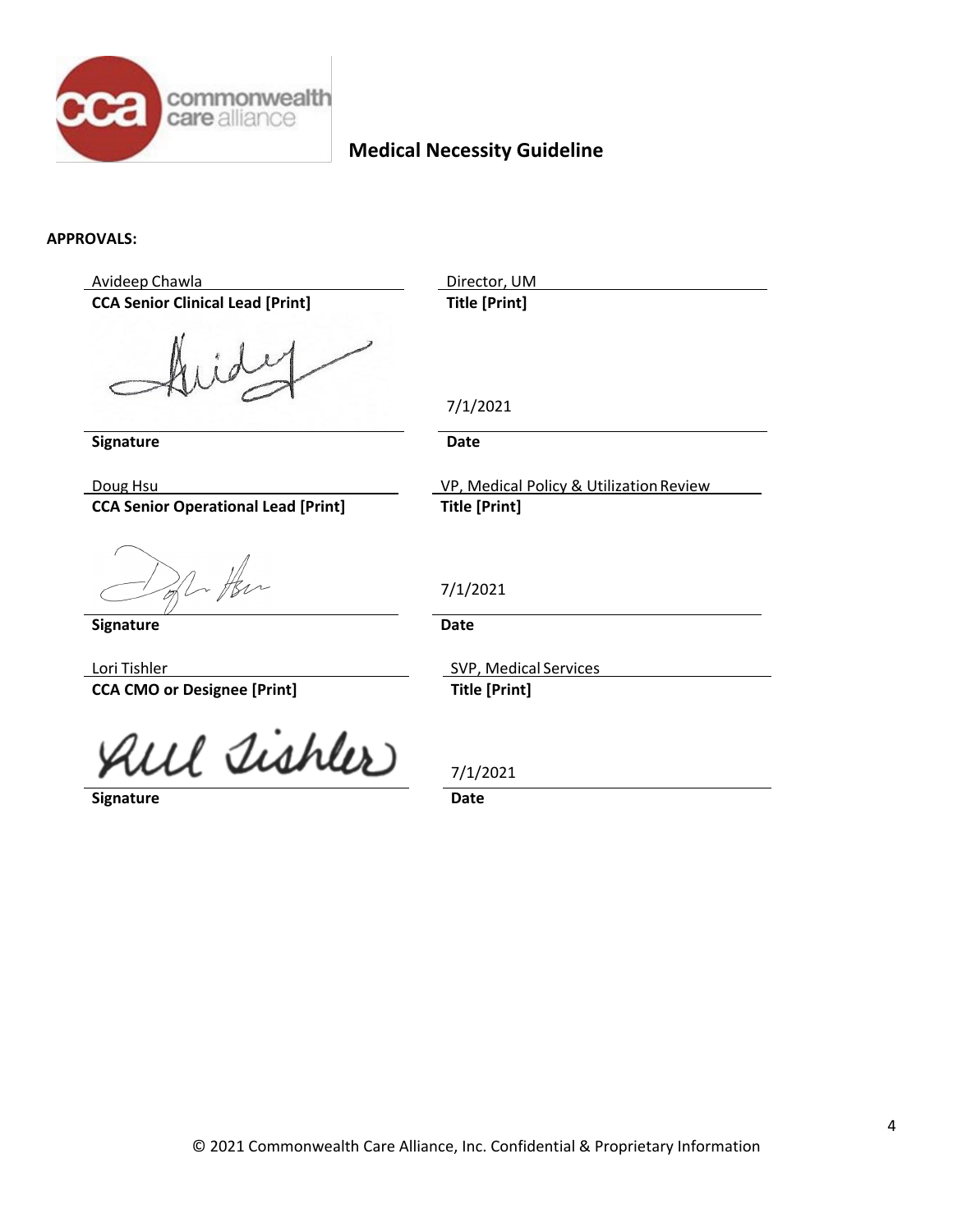**Medical Necessity Guideline**

**APPROVALS:**

| | |
|---|---|
| Avideep Chawla | Director, UM |
| **CCA Senior Clinical Lead [Print]** | **Title [Print]** |
| | 7/1/2021 |
| **Signature** | **Date** |
| Doug Hsu | VP, Medical Policy & Utilization Review |
| **CCA Senior Operational Lead [Print]** | **Title [Print]** |
| | 7/1/2021 |
| **Signature** | **Date** |
| Lori Tishler | SVP, Medical Services |
| **CCA CMO or Designee [Print]** | **Title [Print]** |
| | 7/1/2021 |
| **Signature** | **Date** |

© 2021 Commonwealth Care Alliance, Inc. Confidential & Proprietary Information